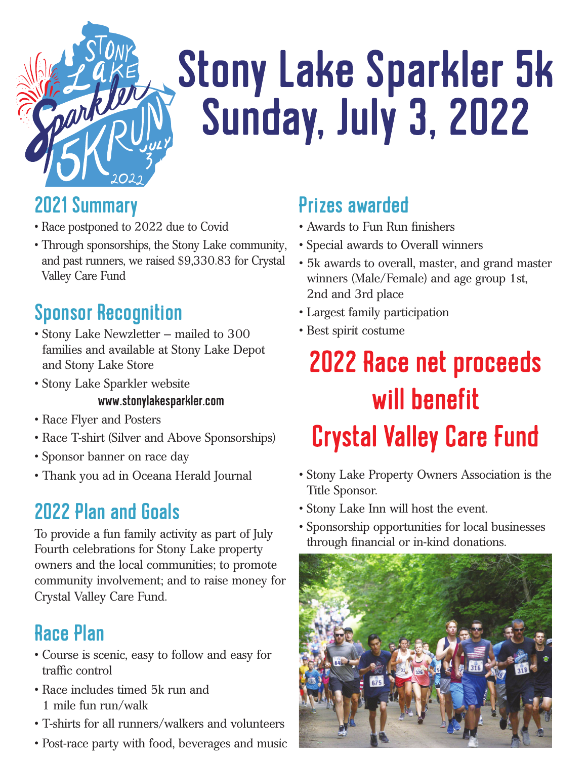# Stony Lake Sparkler 5k
# Sunday, July 3, 2022

## 2021 Summary

- Race postponed to 2022 due to Covid
- Through sponsorships, the Stony Lake community, and past runners, we raised $9,330.83 for Crystal Valley Care Fund

## Sponsor Recognition

- Stony Lake Newzletter – mailed to 300 families and available at Stony Lake Depot and Stony Lake Store
- Stony Lake Sparkler website
  **www.stonylakesparkler.com**
- Race Flyer and Posters
- Race T-shirt (Silver and Above Sponsorships)
- Sponsor banner on race day
- Thank you ad in Oceana Herald Journal

## 2022 Plan and Goals

To provide a fun family activity as part of July Fourth celebrations for Stony Lake property owners and the local communities; to promote community involvement; and to raise money for Crystal Valley Care Fund.

## Race Plan

- Course is scenic, easy to follow and easy for traffic control
- Race includes timed 5k run and 1 mile fun run/walk
- T-shirts for all runners/walkers and volunteers
- Post-race party with food, beverages and music

## Prizes awarded

- Awards to Fun Run finishers
- Special awards to Overall winners
- 5k awards to overall, master, and grand master winners (Male/Female) and age group 1st, 2nd and 3rd place
- Largest family participation
- Best spirit costume

## 2022 Race net proceeds will benefit Crystal Valley Care Fund

- Stony Lake Property Owners Association is the Title Sponsor.
- Stony Lake Inn will host the event.
- Sponsorship opportunities for local businesses through financial or in-kind donations.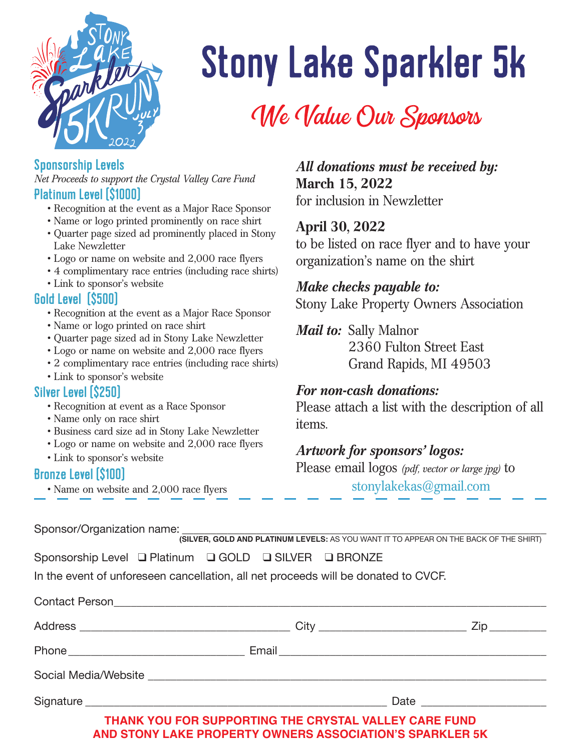# Stony Lake Sparkler 5k

## We Value Our Sponsors

### Sponsorship Levels

*Net Proceeds to support the Crystal Valley Care Fund*

### Platinum Level ($1000)

- Recognition at the event as a Major Race Sponsor
- Name or logo printed prominently on race shirt
- Quarter page sized ad prominently placed in Stony Lake Newzletter
- Logo or name on website and 2,000 race flyers
- 4 complimentary race entries (including race shirts)
- Link to sponsor's website

### Gold Level ($500)

- Recognition at the event as a Major Race Sponsor
- Name or logo printed on race shirt
- Quarter page sized ad in Stony Lake Newzletter
- Logo or name on website and 2,000 race flyers
- 2 complimentary race entries (including race shirts)
- Link to sponsor's website

### Silver Level ($250)

- Recognition at event as a Race Sponsor
- Name only on race shirt
- Business card size ad in Stony Lake Newzletter
- Logo or name on website and 2,000 race flyers
- Link to sponsor's website

### Bronze Level ($100)

- Name on website and 2,000 race flyers

***All donations must be received by:***
**March 15, 2022**
for inclusion in Newzletter

**April 30, 2022**
to be listed on race flyer and to have your organization's name on the shirt

***Make checks payable to:***
Stony Lake Property Owners Association

***Mail to:*** Sally Malnor
2360 Fulton Street East
Grand Rapids, MI 49503

***For non-cash donations:***
Please attach a list with the description of all items.

***Artwork for sponsors' logos:***
Please email logos *(pdf, vector or large jpg)* to
stonylakekas@gmail.com

---

Sponsor/Organization name: ______________________________
**(SILVER, GOLD AND PLATINUM LEVELS:** AS YOU WANT IT TO APPEAR ON THE BACK OF THE SHIRT)

Sponsorship Level ❑ Platinum ❑ GOLD ❑ SILVER ❑ BRONZE

In the event of unforeseen cancellation, all net proceeds will be donated to CVCF.

Contact Person ______________________________

Address ______________________ City ______________________ Zip __________

Phone ______________________ Email ______________________

Social Media/Website ______________________________

Signature ______________________________ Date ______________________

**THANK YOU FOR SUPPORTING THE CRYSTAL VALLEY CARE FUND AND STONY LAKE PROPERTY OWNERS ASSOCIATION'S SPARKLER 5K**